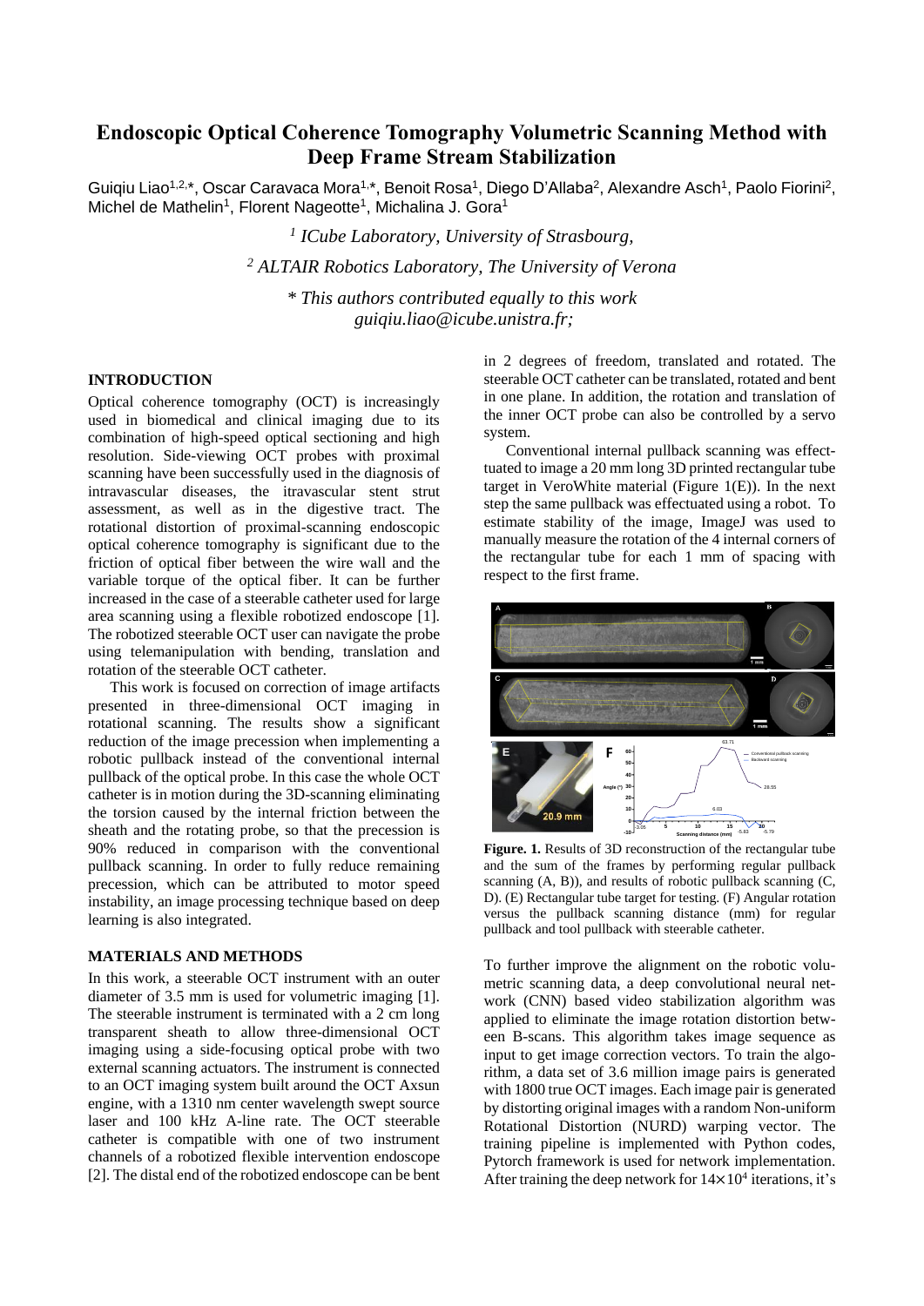# Endoscopic Optical Coherence Tomography Volumetric Scanning Method with Deep Frame Stream Stabilization

Guiqiu Liao[1,2,*], Oscar Caravaca Mora[1,*], Benoit Rosa[1], Diego D'Allaba[2], Alexandre Asch[1], Paolo Fiorini[2], Michel de Mathelin[1], Florent Nageotte[1], Michalina J. Gora[1]

*[1] ICube Laboratory, University of Strasbourg,*

*[2] ALTAIR Robotics Laboratory, The University of Verona*

*\* This authors contributed equally to this work*

*guiqiu.liao@icube.unistra.fr;*

## INTRODUCTION

Optical coherence tomography (OCT) is increasingly used in biomedical and clinical imaging due to its combination of high-speed optical sectioning and high resolution. Side-viewing OCT probes with proximal scanning have been successfully used in the diagnosis of intravascular diseases, the itravascular stent strut assessment, as well as in the digestive tract. The rotational distortion of proximal-scanning endoscopic optical coherence tomography is significant due to the friction of optical fiber between the wire wall and the variable torque of the optical fiber. It can be further increased in the case of a steerable catheter used for large area scanning using a flexible robotized endoscope [1]. The robotized steerable OCT user can navigate the probe using telemanipulation with bending, translation and rotation of the steerable OCT catheter.

This work is focused on correction of image artifacts presented in three-dimensional OCT imaging in rotational scanning. The results show a significant reduction of the image precession when implementing a robotic pullback instead of the conventional internal pullback of the optical probe. In this case the whole OCT catheter is in motion during the 3D-scanning eliminating the torsion caused by the internal friction between the sheath and the rotating probe, so that the precession is 90% reduced in comparison with the conventional pullback scanning. In order to fully reduce remaining precession, which can be attributed to motor speed instability, an image processing technique based on deep learning is also integrated.

## MATERIALS AND METHODS

In this work, a steerable OCT instrument with an outer diameter of 3.5 mm is used for volumetric imaging [1]. The steerable instrument is terminated with a 2 cm long transparent sheath to allow three-dimensional OCT imaging using a side-focusing optical probe with two external scanning actuators. The instrument is connected to an OCT imaging system built around the OCT Axsun engine, with a 1310 nm center wavelength swept source laser and 100 kHz A-line rate. The OCT steerable catheter is compatible with one of two instrument channels of a robotized flexible intervention endoscope [2]. The distal end of the robotized endoscope can be bent in 2 degrees of freedom, translated and rotated. The steerable OCT catheter can be translated, rotated and bent in one plane. In addition, the rotation and translation of the inner OCT probe can also be controlled by a servo system.

Conventional internal pullback scanning was effecttuated to image a 20 mm long 3D printed rectangular tube target in VeroWhite material (Figure 1(E)). In the next step the same pullback was effectuated using a robot. To estimate stability of the image, ImageJ was used to manually measure the rotation of the 4 internal corners of the rectangular tube for each 1 mm of spacing with respect to the first frame.

**Figure. 1.** Results of 3D reconstruction of the rectangular tube and the sum of the frames by performing regular pullback scanning (A, B)), and results of robotic pullback scanning (C, D). (E) Rectangular tube target for testing. (F) Angular rotation versus the pullback scanning distance (mm) for regular pullback and tool pullback with steerable catheter.

To further improve the alignment on the robotic volumetric scanning data, a deep convolutional neural network (CNN) based video stabilization algorithm was applied to eliminate the image rotation distortion between B-scans. This algorithm takes image sequence as input to get image correction vectors. To train the algorithm, a data set of 3.6 million image pairs is generated with 1800 true OCT images. Each image pair is generated by distorting original images with a random Non-uniform Rotational Distortion (NURD) warping vector. The training pipeline is implemented with Python codes, Pytorch framework is used for network implementation. After training the deep network for $14\times10^4$ iterations, it's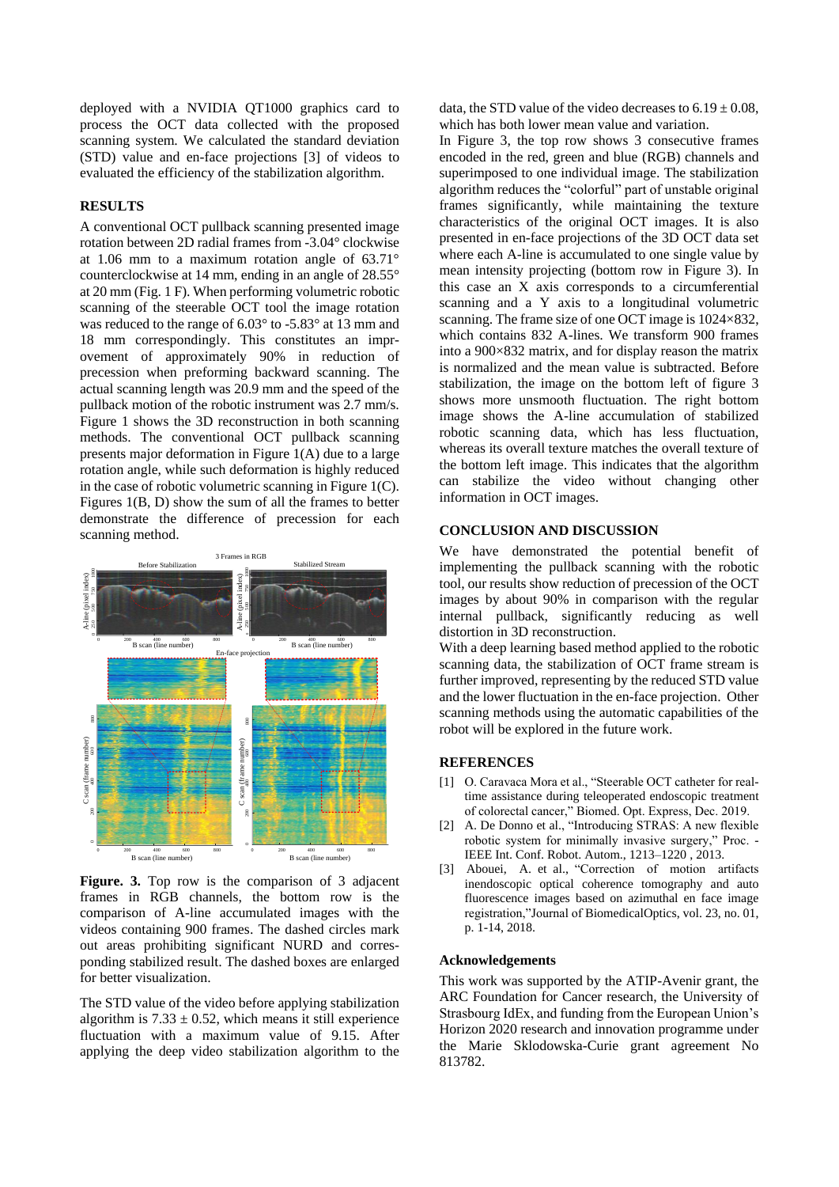deployed with a NVIDIA QT1000 graphics card to process the OCT data collected with the proposed scanning system. We calculated the standard deviation (STD) value and en-face projections [3] of videos to evaluated the efficiency of the stabilization algorithm.

## RESULTS

A conventional OCT pullback scanning presented image rotation between 2D radial frames from -3.04° clockwise at 1.06 mm to a maximum rotation angle of 63.71° counterclockwise at 14 mm, ending in an angle of 28.55° at 20 mm (Fig. 1 F). When performing volumetric robotic scanning of the steerable OCT tool the image rotation was reduced to the range of 6.03° to -5.83° at 13 mm and 18 mm correspondingly. This constitutes an improvement of approximately 90% in reduction of precession when preforming backward scanning. The actual scanning length was 20.9 mm and the speed of the pullback motion of the robotic instrument was 2.7 mm/s. Figure 1 shows the 3D reconstruction in both scanning methods. The conventional OCT pullback scanning presents major deformation in Figure 1(A) due to a large rotation angle, while such deformation is highly reduced in the case of robotic volumetric scanning in Figure 1(C). Figures 1(B, D) show the sum of all the frames to better demonstrate the difference of precession for each scanning method.

3 Frames in RGB

Before Stabilization

Stabilized Stream

A-line (pixel index)

B scan (line number)

En-face projection

C scan (frame number)

**Figure. 3.** Top row is the comparison of 3 adjacent frames in RGB channels, the bottom row is the comparison of A-line accumulated images with the videos containing 900 frames. The dashed circles mark out areas prohibiting significant NURD and corresponding stabilized result. The dashed boxes are enlarged for better visualization.

The STD value of the video before applying stabilization algorithm is $7.33 \pm 0.52$, which means it still experience fluctuation with a maximum value of 9.15. After applying the deep video stabilization algorithm to the data, the STD value of the video decreases to $6.19 \pm 0.08$, which has both lower mean value and variation.

In Figure 3, the top row shows 3 consecutive frames encoded in the red, green and blue (RGB) channels and superimposed to one individual image. The stabilization algorithm reduces the "colorful" part of unstable original frames significantly, while maintaining the texture characteristics of the original OCT images. It is also presented in en-face projections of the 3D OCT data set where each A-line is accumulated to one single value by mean intensity projecting (bottom row in Figure 3). In this case an X axis corresponds to a circumferential scanning and a Y axis to a longitudinal volumetric scanning. The frame size of one OCT image is 1024×832, which contains 832 A-lines. We transform 900 frames into a 900×832 matrix, and for display reason the matrix is normalized and the mean value is subtracted. Before stabilization, the image on the bottom left of figure 3 shows more unsmooth fluctuation. The right bottom image shows the A-line accumulation of stabilized robotic scanning data, which has less fluctuation, whereas its overall texture matches the texture of the bottom left image. This indicates that the algorithm can stabilize the video without changing other information in OCT images.

## CONCLUSION AND DISCUSSION

We have demonstrated the potential benefit of implementing the pullback scanning with the robotic tool, our results show reduction of precession of the OCT images by about 90% in comparison with the regular internal pullback, significantly reducing as well distortion in 3D reconstruction.

With a deep learning based method applied to the robotic scanning data, the stabilization of OCT frame stream is further improved, representing by the reduced STD value and the lower fluctuation in the en-face projection. Other scanning methods using the automatic capabilities of the robot will be explored in the future work.

## REFERENCES

[1] O. Caravaca Mora et al., "Steerable OCT catheter for real-time assistance during teleoperated endoscopic treatment of colorectal cancer," Biomed. Opt. Express, Dec. 2019.

[2] A. De Donno et al., "Introducing STRAS: A new flexible robotic system for minimally invasive surgery," Proc. - IEEE Int. Conf. Robot. Autom., 1213–1220 , 2013.

[3] Abouei, A. et al., "Correction of motion artifacts inendoscopic optical coherence tomography and auto fluorescence images based on azimuthal en face image registration,"Journal of BiomedicalOptics, vol. 23, no. 01, p. 1-14, 2018.

### Acknowledgements

This work was supported by the ATIP-Avenir grant, the ARC Foundation for Cancer research, the University of Strasbourg IdEx, and funding from the European Union's Horizon 2020 research and innovation programme under the Marie Sklodowska-Curie grant agreement No 813782.